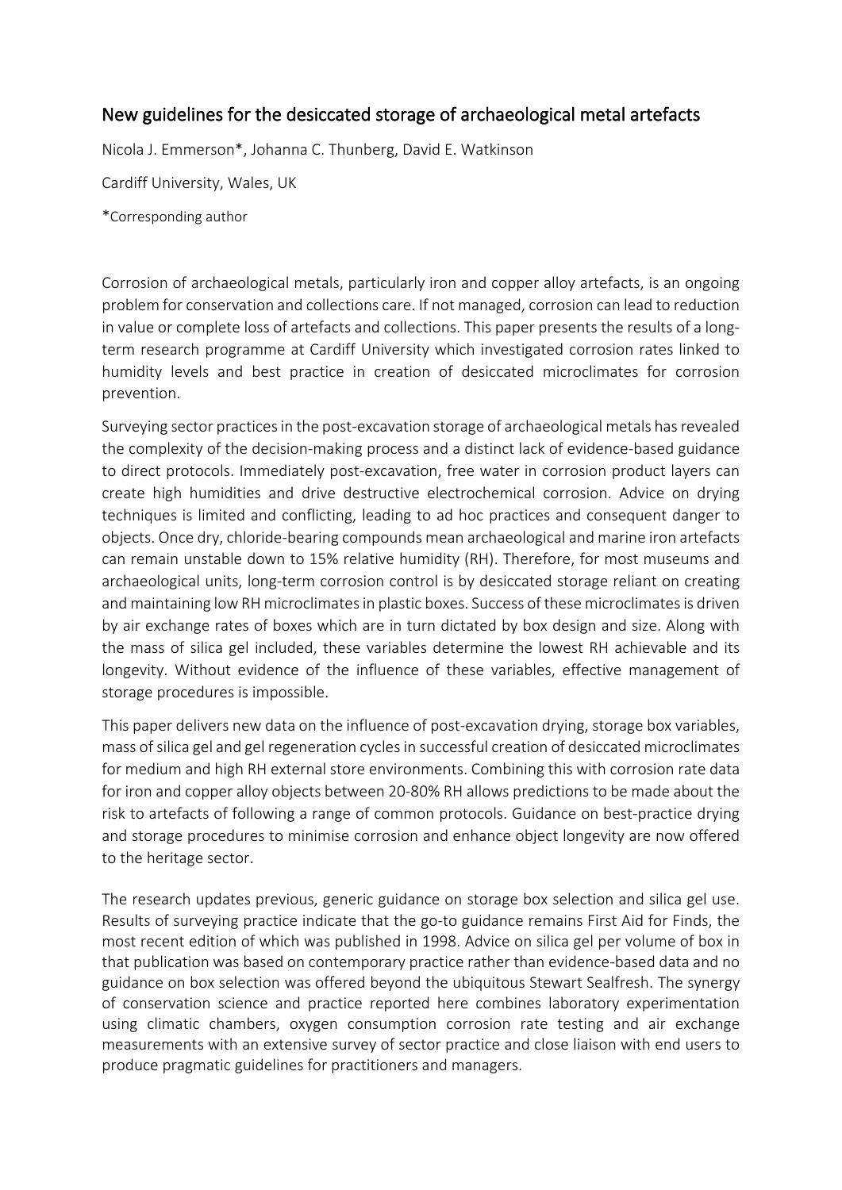## New guidelines for the desiccated storage of archaeological metal artefacts

Nicola J. Emmerson*, Johanna C. Thunberg, David E. Watkinson

Cardiff University, Wales, UK

*Corresponding author

Corrosion of archaeological metals, particularly iron and copper alloy artefacts, is an ongoing problem for conservation and collections care. If not managed, corrosion can lead to reduction in value or complete loss of artefacts and collections. This paper presents the results of a long-term research programme at Cardiff University which investigated corrosion rates linked to humidity levels and best practice in creation of desiccated microclimates for corrosion prevention.

Surveying sector practices in the post-excavation storage of archaeological metals has revealed the complexity of the decision-making process and a distinct lack of evidence-based guidance to direct protocols. Immediately post-excavation, free water in corrosion product layers can create high humidities and drive destructive electrochemical corrosion. Advice on drying techniques is limited and conflicting, leading to ad hoc practices and consequent danger to objects. Once dry, chloride-bearing compounds mean archaeological and marine iron artefacts can remain unstable down to 15% relative humidity (RH). Therefore, for most museums and archaeological units, long-term corrosion control is by desiccated storage reliant on creating and maintaining low RH microclimates in plastic boxes. Success of these microclimates is driven by air exchange rates of boxes which are in turn dictated by box design and size. Along with the mass of silica gel included, these variables determine the lowest RH achievable and its longevity. Without evidence of the influence of these variables, effective management of storage procedures is impossible.

This paper delivers new data on the influence of post-excavation drying, storage box variables, mass of silica gel and gel regeneration cycles in successful creation of desiccated microclimates for medium and high RH external store environments. Combining this with corrosion rate data for iron and copper alloy objects between 20-80% RH allows predictions to be made about the risk to artefacts of following a range of common protocols. Guidance on best-practice drying and storage procedures to minimise corrosion and enhance object longevity are now offered to the heritage sector.

The research updates previous, generic guidance on storage box selection and silica gel use. Results of surveying practice indicate that the go-to guidance remains First Aid for Finds, the most recent edition of which was published in 1998. Advice on silica gel per volume of box in that publication was based on contemporary practice rather than evidence-based data and no guidance on box selection was offered beyond the ubiquitous Stewart Sealfresh. The synergy of conservation science and practice reported here combines laboratory experimentation using climatic chambers, oxygen consumption corrosion rate testing and air exchange measurements with an extensive survey of sector practice and close liaison with end users to produce pragmatic guidelines for practitioners and managers.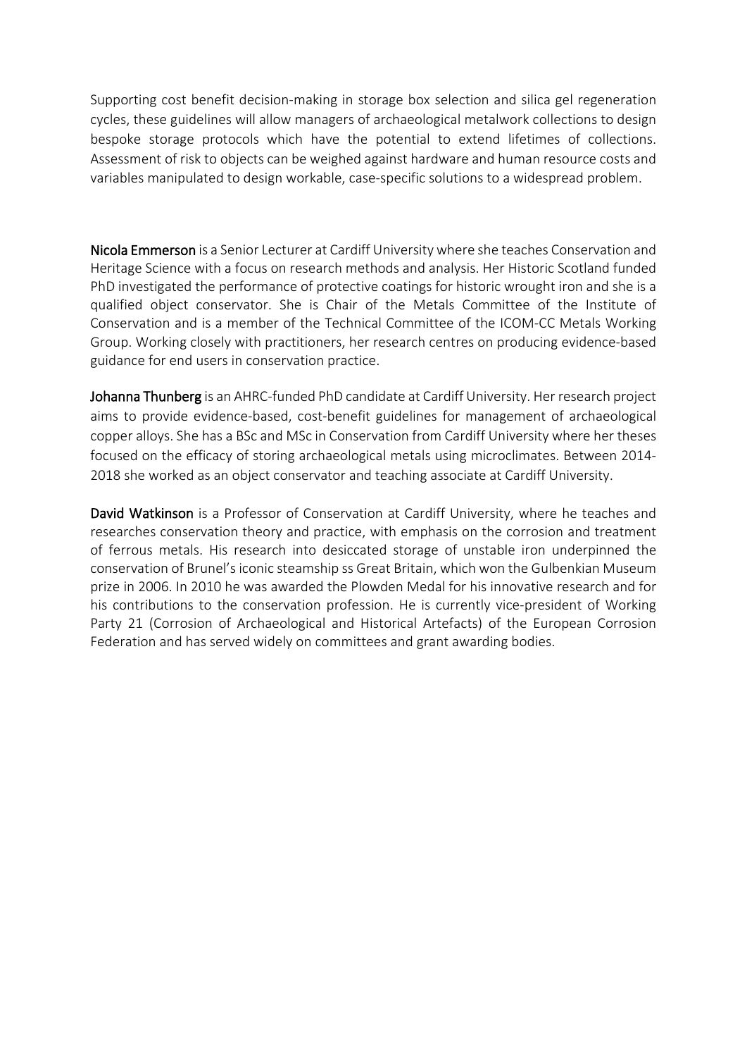Supporting cost benefit decision-making in storage box selection and silica gel regeneration cycles, these guidelines will allow managers of archaeological metalwork collections to design bespoke storage protocols which have the potential to extend lifetimes of collections. Assessment of risk to objects can be weighed against hardware and human resource costs and variables manipulated to design workable, case-specific solutions to a widespread problem.

**Nicola Emmerson** is a Senior Lecturer at Cardiff University where she teaches Conservation and Heritage Science with a focus on research methods and analysis. Her Historic Scotland funded PhD investigated the performance of protective coatings for historic wrought iron and she is a qualified object conservator. She is Chair of the Metals Committee of the Institute of Conservation and is a member of the Technical Committee of the ICOM-CC Metals Working Group. Working closely with practitioners, her research centres on producing evidence-based guidance for end users in conservation practice.

**Johanna Thunberg** is an AHRC-funded PhD candidate at Cardiff University. Her research project aims to provide evidence-based, cost-benefit guidelines for management of archaeological copper alloys. She has a BSc and MSc in Conservation from Cardiff University where her theses focused on the efficacy of storing archaeological metals using microclimates. Between 2014-2018 she worked as an object conservator and teaching associate at Cardiff University.

**David Watkinson** is a Professor of Conservation at Cardiff University, where he teaches and researches conservation theory and practice, with emphasis on the corrosion and treatment of ferrous metals. His research into desiccated storage of unstable iron underpinned the conservation of Brunel's iconic steamship ss Great Britain, which won the Gulbenkian Museum prize in 2006. In 2010 he was awarded the Plowden Medal for his innovative research and for his contributions to the conservation profession. He is currently vice-president of Working Party 21 (Corrosion of Archaeological and Historical Artefacts) of the European Corrosion Federation and has served widely on committees and grant awarding bodies.